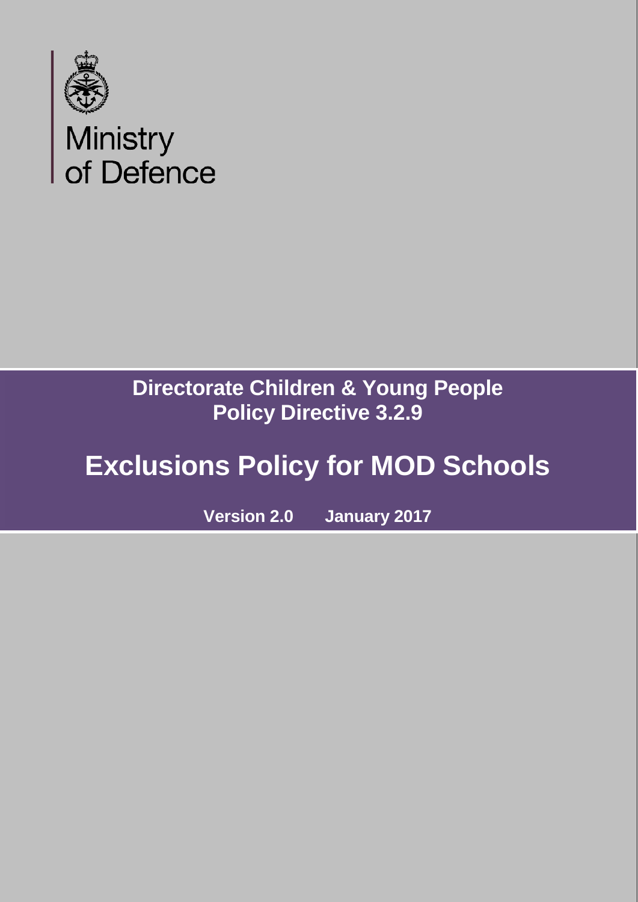Ministry
of Defence

**Directorate Children & Young People**
**Policy Directive 3.2.9**

# Exclusions Policy for MOD Schools

**Version 2.0 January 2017**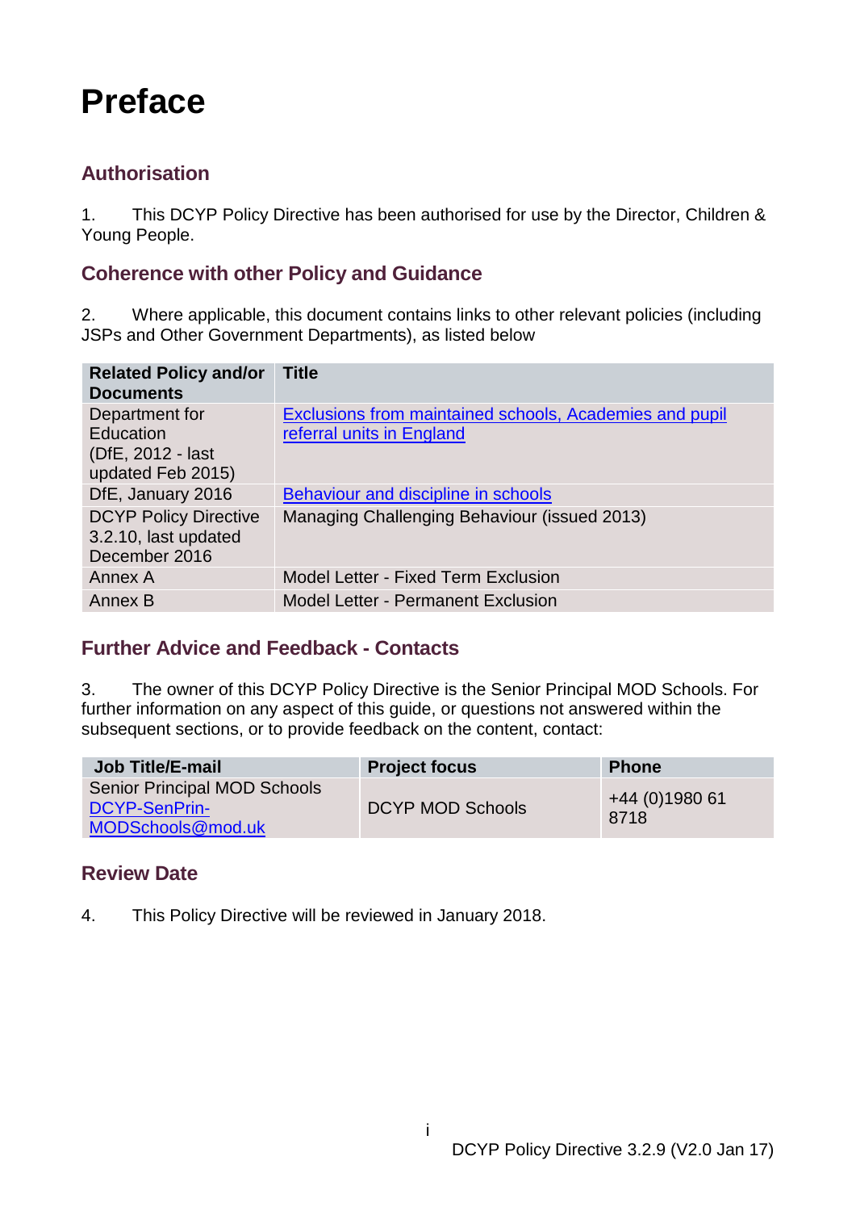# Preface

## Authorisation

1. This DCYP Policy Directive has been authorised for use by the Director, Children & Young People.

## Coherence with other Policy and Guidance

2. Where applicable, this document contains links to other relevant policies (including JSPs and Other Government Departments), as listed below

| Related Policy and/or Documents | Title |
|---|---|
| Department for Education (DfE, 2012 - last updated Feb 2015) | Exclusions from maintained schools, Academies and pupil referral units in England |
| DfE, January 2016 | Behaviour and discipline in schools |
| DCYP Policy Directive 3.2.10, last updated December 2016 | Managing Challenging Behaviour (issued 2013) |
| Annex A | Model Letter - Fixed Term Exclusion |
| Annex B | Model Letter - Permanent Exclusion |

## Further Advice and Feedback - Contacts

3. The owner of this DCYP Policy Directive is the Senior Principal MOD Schools. For further information on any aspect of this guide, or questions not answered within the subsequent sections, or to provide feedback on the content, contact:

| Job Title/E-mail | Project focus | Phone |
|---|---|---|
| Senior Principal MOD Schools DCYP-SenPrin-MODSchools@mod.uk | DCYP MOD Schools | +44 (0)1980 61 8718 |

## Review Date

4. This Policy Directive will be reviewed in January 2018.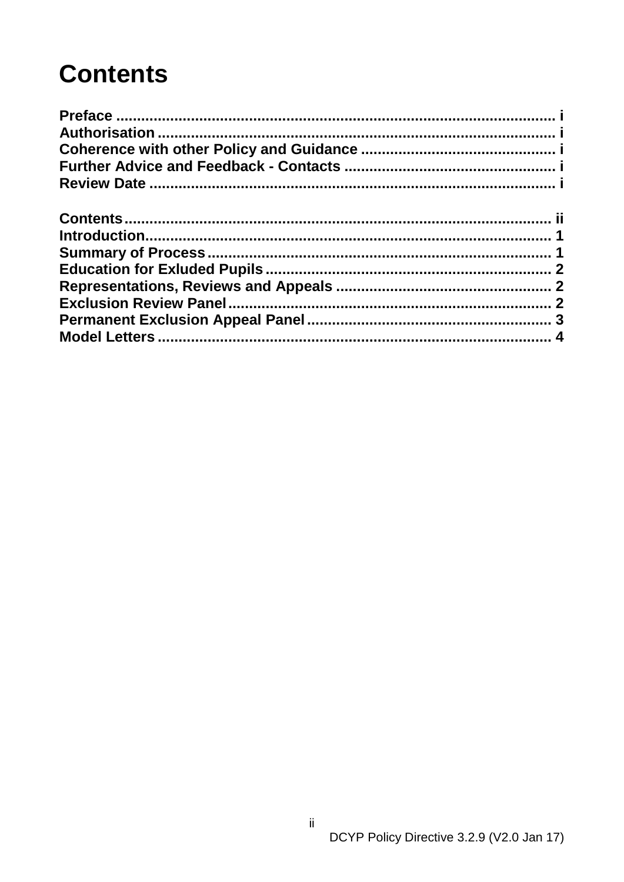# Contents

**Preface** ........................................................................................................ i
**Authorisation** ................................................................................................ i
**Coherence with other Policy and Guidance** ............................................... i
**Further Advice and Feedback - Contacts** ................................................... i
**Review Date** .................................................................................................. i

**Contents** ....................................................................................................... ii
**Introduction** .................................................................................................. 1
**Summary of Process** ................................................................................... 1
**Education for Exluded Pupils** ..................................................................... 2
**Representations, Reviews and Appeals** .................................................... 2
**Exclusion Review Panel** ............................................................................. 2
**Permanent Exclusion Appeal Panel** ........................................................... 3
**Model Letters** ............................................................................................... 4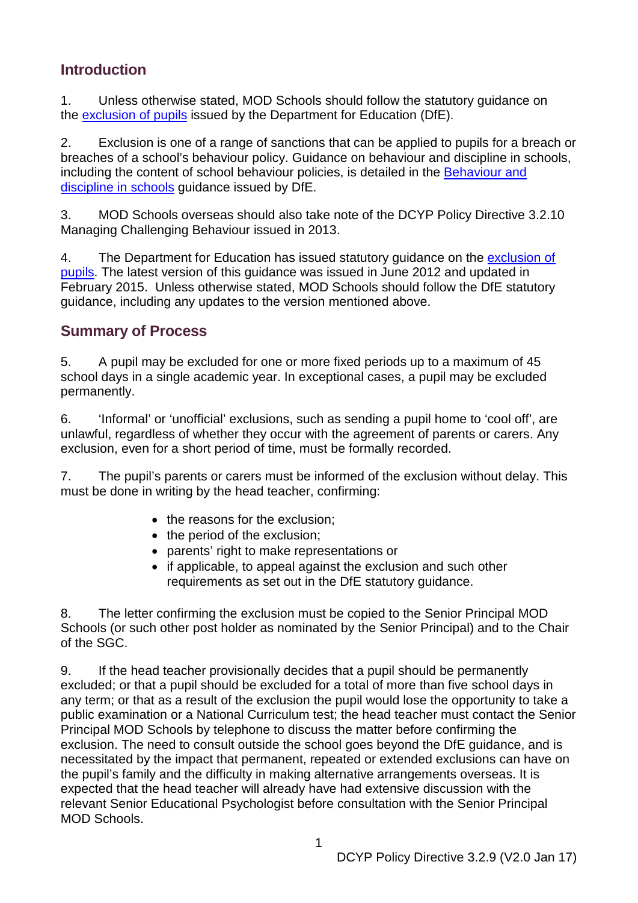## Introduction

1. Unless otherwise stated, MOD Schools should follow the statutory guidance on the exclusion of pupils issued by the Department for Education (DfE).

2. Exclusion is one of a range of sanctions that can be applied to pupils for a breach or breaches of a school's behaviour policy. Guidance on behaviour and discipline in schools, including the content of school behaviour policies, is detailed in the Behaviour and discipline in schools guidance issued by DfE.

3. MOD Schools overseas should also take note of the DCYP Policy Directive 3.2.10 Managing Challenging Behaviour issued in 2013.

4. The Department for Education has issued statutory guidance on the exclusion of pupils. The latest version of this guidance was issued in June 2012 and updated in February 2015. Unless otherwise stated, MOD Schools should follow the DfE statutory guidance, including any updates to the version mentioned above.

## Summary of Process

5. A pupil may be excluded for one or more fixed periods up to a maximum of 45 school days in a single academic year. In exceptional cases, a pupil may be excluded permanently.

6. 'Informal' or 'unofficial' exclusions, such as sending a pupil home to 'cool off', are unlawful, regardless of whether they occur with the agreement of parents or carers. Any exclusion, even for a short period of time, must be formally recorded.

7. The pupil's parents or carers must be informed of the exclusion without delay. This must be done in writing by the head teacher, confirming:

- the reasons for the exclusion;
- the period of the exclusion;
- parents' right to make representations or
- if applicable, to appeal against the exclusion and such other requirements as set out in the DfE statutory guidance.

8. The letter confirming the exclusion must be copied to the Senior Principal MOD Schools (or such other post holder as nominated by the Senior Principal) and to the Chair of the SGC.

9. If the head teacher provisionally decides that a pupil should be permanently excluded; or that a pupil should be excluded for a total of more than five school days in any term; or that as a result of the exclusion the pupil would lose the opportunity to take a public examination or a National Curriculum test; the head teacher must contact the Senior Principal MOD Schools by telephone to discuss the matter before confirming the exclusion. The need to consult outside the school goes beyond the DfE guidance, and is necessitated by the impact that permanent, repeated or extended exclusions can have on the pupil's family and the difficulty in making alternative arrangements overseas. It is expected that the head teacher will already have had extensive discussion with the relevant Senior Educational Psychologist before consultation with the Senior Principal MOD Schools.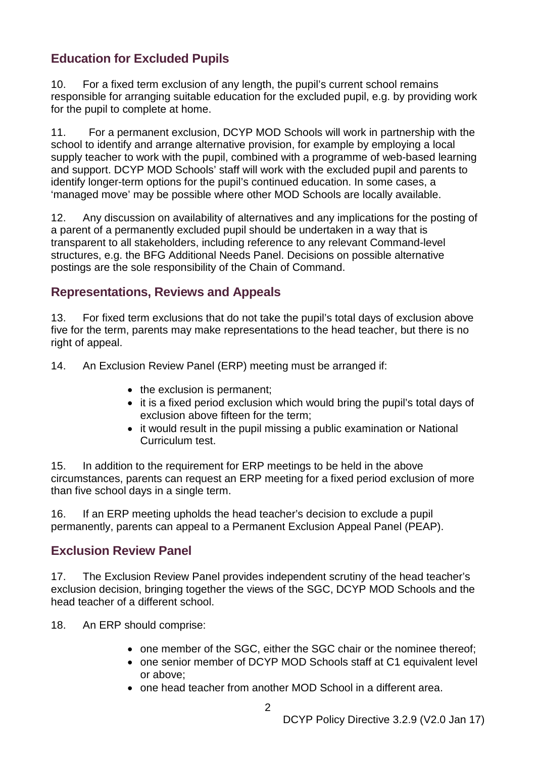## Education for Excluded Pupils

10. For a fixed term exclusion of any length, the pupil's current school remains responsible for arranging suitable education for the excluded pupil, e.g. by providing work for the pupil to complete at home.

11. For a permanent exclusion, DCYP MOD Schools will work in partnership with the school to identify and arrange alternative provision, for example by employing a local supply teacher to work with the pupil, combined with a programme of web-based learning and support. DCYP MOD Schools' staff will work with the excluded pupil and parents to identify longer-term options for the pupil's continued education. In some cases, a 'managed move' may be possible where other MOD Schools are locally available.

12. Any discussion on availability of alternatives and any implications for the posting of a parent of a permanently excluded pupil should be undertaken in a way that is transparent to all stakeholders, including reference to any relevant Command-level structures, e.g. the BFG Additional Needs Panel. Decisions on possible alternative postings are the sole responsibility of the Chain of Command.

## Representations, Reviews and Appeals

13. For fixed term exclusions that do not take the pupil's total days of exclusion above five for the term, parents may make representations to the head teacher, but there is no right of appeal.

14. An Exclusion Review Panel (ERP) meeting must be arranged if:

- the exclusion is permanent;
- it is a fixed period exclusion which would bring the pupil's total days of exclusion above fifteen for the term;
- it would result in the pupil missing a public examination or National Curriculum test.

15. In addition to the requirement for ERP meetings to be held in the above circumstances, parents can request an ERP meeting for a fixed period exclusion of more than five school days in a single term.

16. If an ERP meeting upholds the head teacher's decision to exclude a pupil permanently, parents can appeal to a Permanent Exclusion Appeal Panel (PEAP).

## Exclusion Review Panel

17. The Exclusion Review Panel provides independent scrutiny of the head teacher's exclusion decision, bringing together the views of the SGC, DCYP MOD Schools and the head teacher of a different school.

18. An ERP should comprise:

- one member of the SGC, either the SGC chair or the nominee thereof;
- one senior member of DCYP MOD Schools staff at C1 equivalent level or above;
- one head teacher from another MOD School in a different area.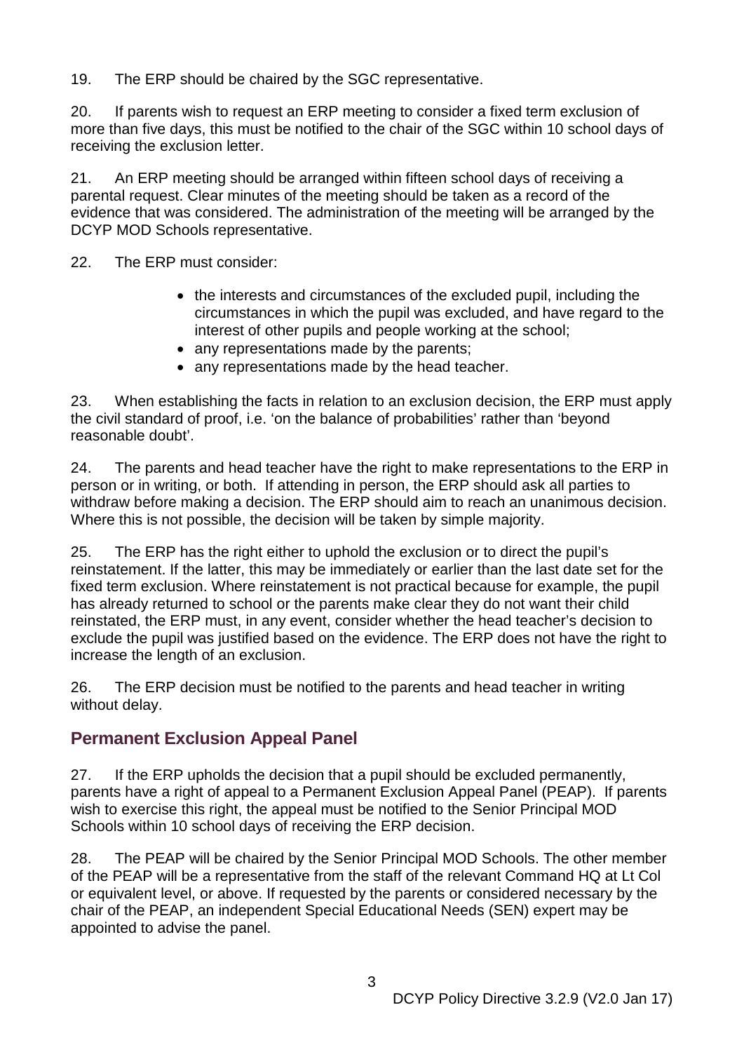19. The ERP should be chaired by the SGC representative.

20. If parents wish to request an ERP meeting to consider a fixed term exclusion of more than five days, this must be notified to the chair of the SGC within 10 school days of receiving the exclusion letter.

21. An ERP meeting should be arranged within fifteen school days of receiving a parental request. Clear minutes of the meeting should be taken as a record of the evidence that was considered. The administration of the meeting will be arranged by the DCYP MOD Schools representative.

22. The ERP must consider:

- the interests and circumstances of the excluded pupil, including the circumstances in which the pupil was excluded, and have regard to the interest of other pupils and people working at the school;
- any representations made by the parents;
- any representations made by the head teacher.

23. When establishing the facts in relation to an exclusion decision, the ERP must apply the civil standard of proof, i.e. 'on the balance of probabilities' rather than 'beyond reasonable doubt'.

24. The parents and head teacher have the right to make representations to the ERP in person or in writing, or both. If attending in person, the ERP should ask all parties to withdraw before making a decision. The ERP should aim to reach an unanimous decision. Where this is not possible, the decision will be taken by simple majority.

25. The ERP has the right either to uphold the exclusion or to direct the pupil's reinstatement. If the latter, this may be immediately or earlier than the last date set for the fixed term exclusion. Where reinstatement is not practical because for example, the pupil has already returned to school or the parents make clear they do not want their child reinstated, the ERP must, in any event, consider whether the head teacher's decision to exclude the pupil was justified based on the evidence. The ERP does not have the right to increase the length of an exclusion.

26. The ERP decision must be notified to the parents and head teacher in writing without delay.

## Permanent Exclusion Appeal Panel

27. If the ERP upholds the decision that a pupil should be excluded permanently, parents have a right of appeal to a Permanent Exclusion Appeal Panel (PEAP). If parents wish to exercise this right, the appeal must be notified to the Senior Principal MOD Schools within 10 school days of receiving the ERP decision.

28. The PEAP will be chaired by the Senior Principal MOD Schools. The other member of the PEAP will be a representative from the staff of the relevant Command HQ at Lt Col or equivalent level, or above. If requested by the parents or considered necessary by the chair of the PEAP, an independent Special Educational Needs (SEN) expert may be appointed to advise the panel.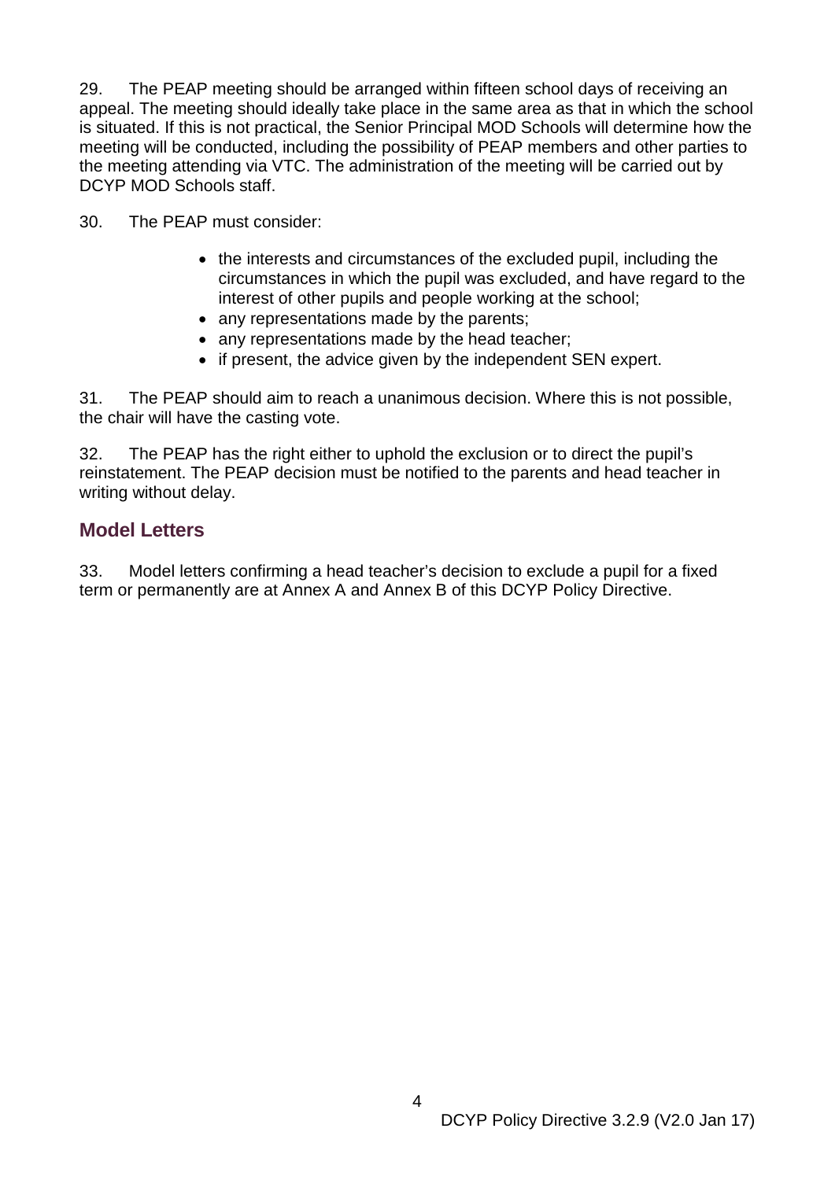29. The PEAP meeting should be arranged within fifteen school days of receiving an appeal. The meeting should ideally take place in the same area as that in which the school is situated. If this is not practical, the Senior Principal MOD Schools will determine how the meeting will be conducted, including the possibility of PEAP members and other parties to the meeting attending via VTC. The administration of the meeting will be carried out by DCYP MOD Schools staff.

30. The PEAP must consider:

- the interests and circumstances of the excluded pupil, including the circumstances in which the pupil was excluded, and have regard to the interest of other pupils and people working at the school;
- any representations made by the parents;
- any representations made by the head teacher;
- if present, the advice given by the independent SEN expert.

31. The PEAP should aim to reach a unanimous decision. Where this is not possible, the chair will have the casting vote.

32. The PEAP has the right either to uphold the exclusion or to direct the pupil's reinstatement. The PEAP decision must be notified to the parents and head teacher in writing without delay.

## Model Letters

33. Model letters confirming a head teacher's decision to exclude a pupil for a fixed term or permanently are at Annex A and Annex B of this DCYP Policy Directive.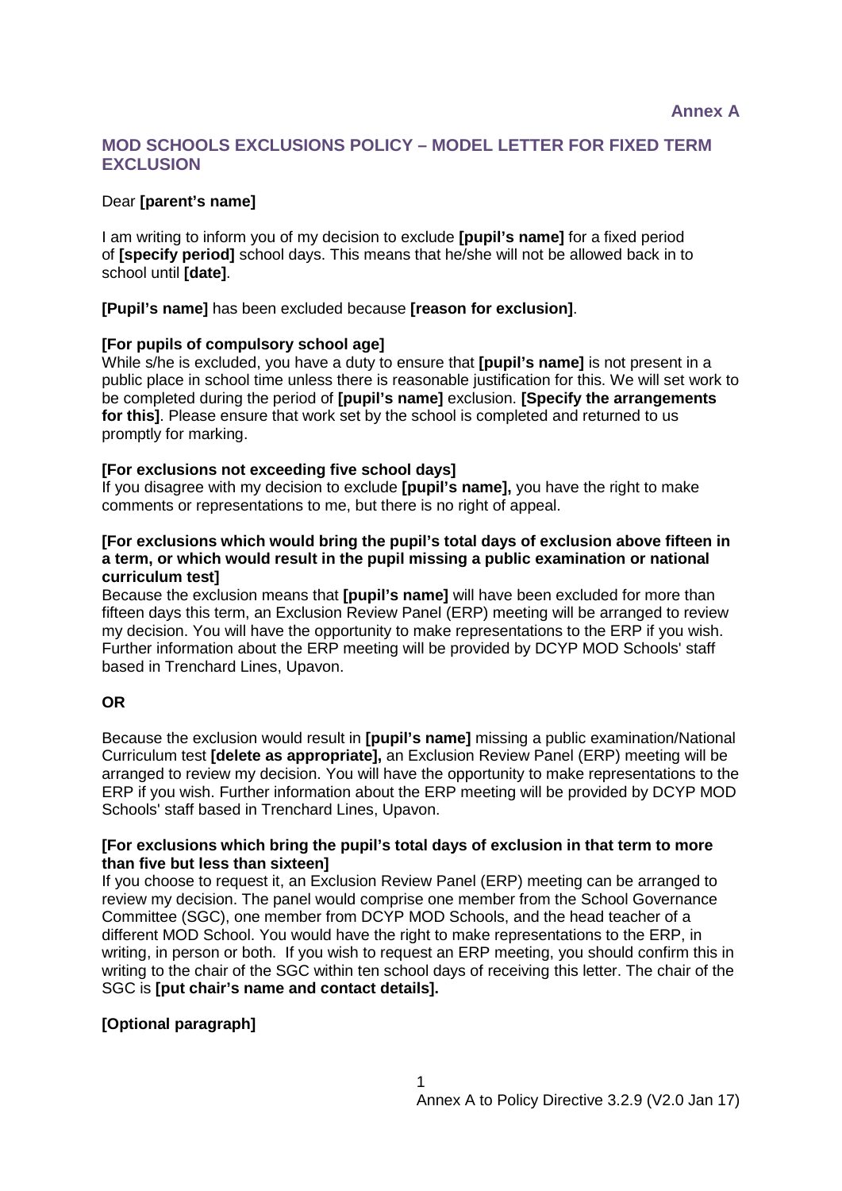**Annex A**

## MOD SCHOOLS EXCLUSIONS POLICY – MODEL LETTER FOR FIXED TERM EXCLUSION

Dear **[parent's name]**

I am writing to inform you of my decision to exclude **[pupil's name]** for a fixed period of **[specify period]** school days. This means that he/she will not be allowed back in to school until **[date]**.

**[Pupil's name]** has been excluded because **[reason for exclusion]**.

**[For pupils of compulsory school age]**
While s/he is excluded, you have a duty to ensure that **[pupil's name]** is not present in a public place in school time unless there is reasonable justification for this. We will set work to be completed during the period of **[pupil's name]** exclusion. **[Specify the arrangements for this]**. Please ensure that work set by the school is completed and returned to us promptly for marking.

**[For exclusions not exceeding five school days]**
If you disagree with my decision to exclude **[pupil's name],** you have the right to make comments or representations to me, but there is no right of appeal.

**[For exclusions which would bring the pupil's total days of exclusion above fifteen in a term, or which would result in the pupil missing a public examination or national curriculum test]**
Because the exclusion means that **[pupil's name]** will have been excluded for more than fifteen days this term, an Exclusion Review Panel (ERP) meeting will be arranged to review my decision. You will have the opportunity to make representations to the ERP if you wish. Further information about the ERP meeting will be provided by DCYP MOD Schools' staff based in Trenchard Lines, Upavon.

**OR**

Because the exclusion would result in **[pupil's name]** missing a public examination/National Curriculum test **[delete as appropriate],** an Exclusion Review Panel (ERP) meeting will be arranged to review my decision. You will have the opportunity to make representations to the ERP if you wish. Further information about the ERP meeting will be provided by DCYP MOD Schools' staff based in Trenchard Lines, Upavon.

**[For exclusions which bring the pupil's total days of exclusion in that term to more than five but less than sixteen]**
If you choose to request it, an Exclusion Review Panel (ERP) meeting can be arranged to review my decision. The panel would comprise one member from the School Governance Committee (SGC), one member from DCYP MOD Schools, and the head teacher of a different MOD School. You would have the right to make representations to the ERP, in writing, in person or both. If you wish to request an ERP meeting, you should confirm this in writing to the chair of the SGC within ten school days of receiving this letter. The chair of the SGC is **[put chair's name and contact details].**

**[Optional paragraph]**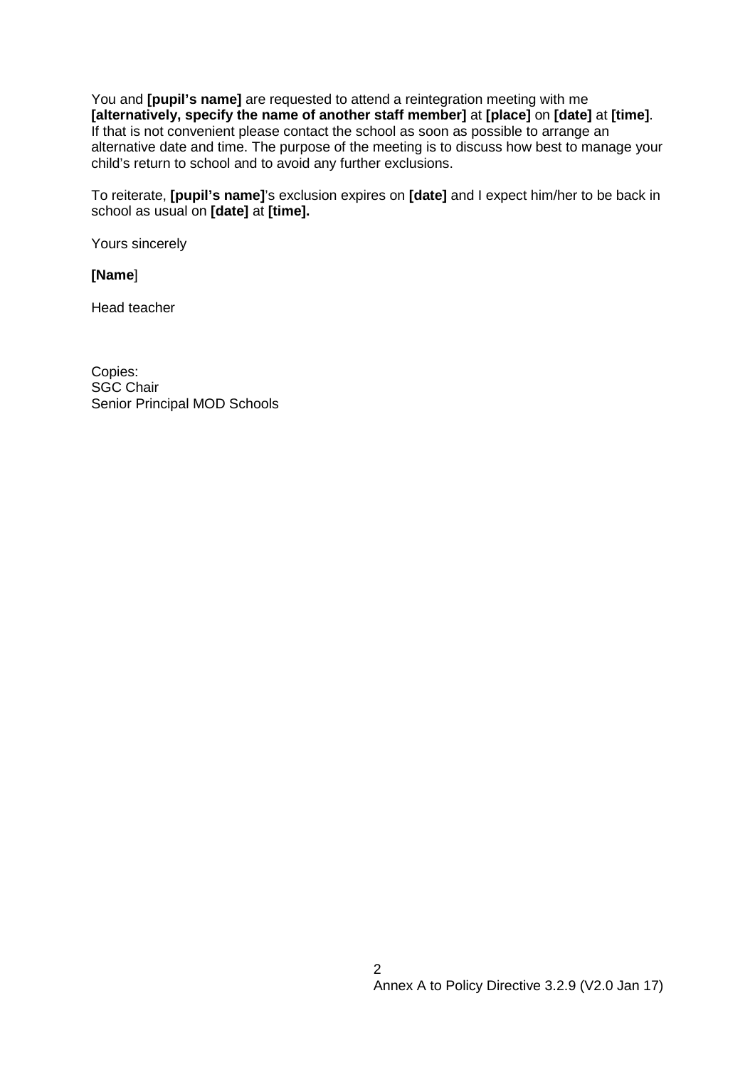You and **[pupil's name]** are requested to attend a reintegration meeting with me **[alternatively, specify the name of another staff member]** at **[place]** on **[date]** at **[time]**. If that is not convenient please contact the school as soon as possible to arrange an alternative date and time. The purpose of the meeting is to discuss how best to manage your child's return to school and to avoid any further exclusions.

To reiterate, **[pupil's name]**'s exclusion expires on **[date]** and I expect him/her to be back in school as usual on **[date]** at **[time].**

Yours sincerely

**[Name**]

Head teacher

Copies:
SGC Chair
Senior Principal MOD Schools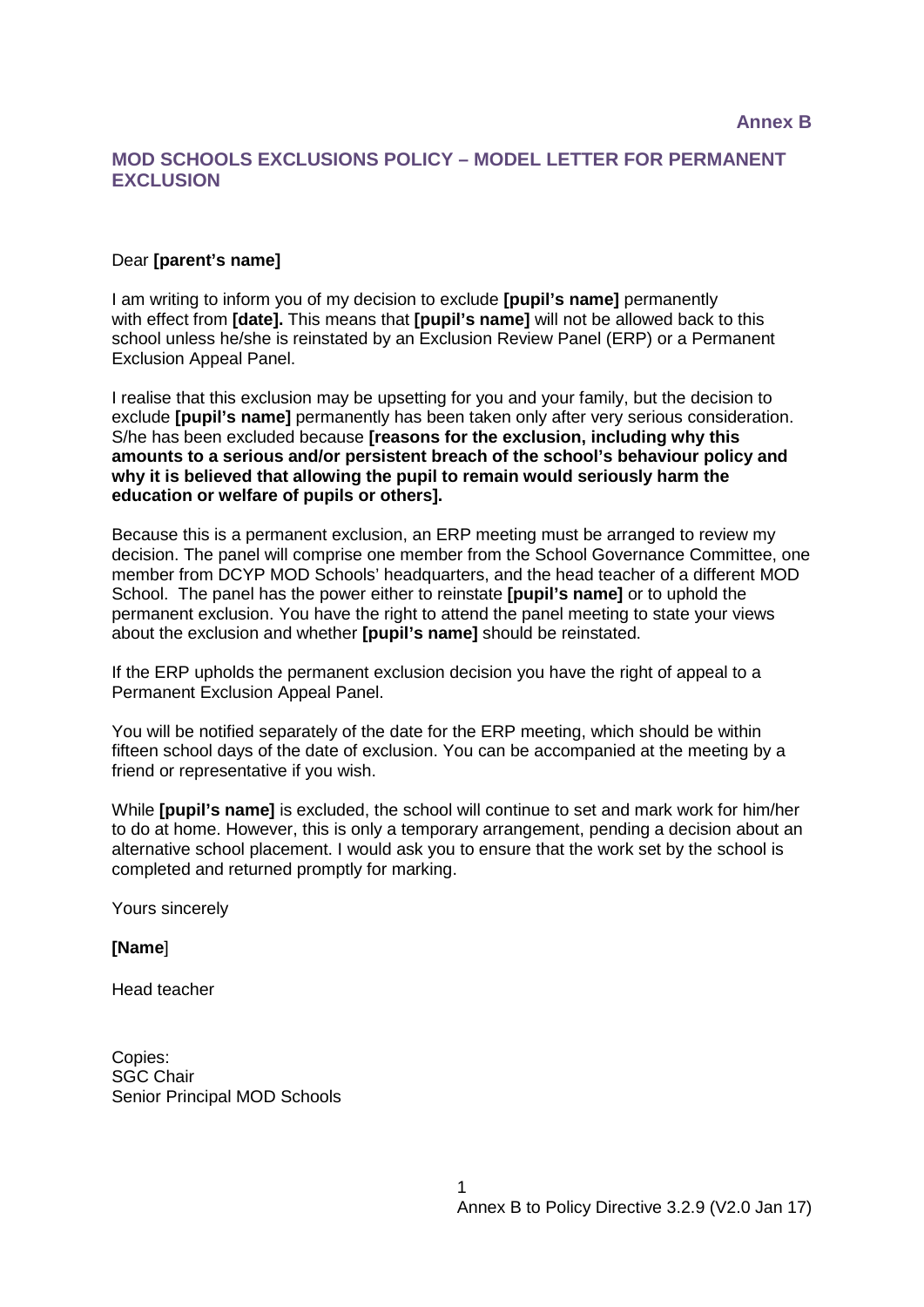**Annex B**

## MOD SCHOOLS EXCLUSIONS POLICY – MODEL LETTER FOR PERMANENT EXCLUSION

Dear **[parent's name]**

I am writing to inform you of my decision to exclude **[pupil's name]** permanently with effect from **[date].** This means that **[pupil's name]** will not be allowed back to this school unless he/she is reinstated by an Exclusion Review Panel (ERP) or a Permanent Exclusion Appeal Panel.

I realise that this exclusion may be upsetting for you and your family, but the decision to exclude **[pupil's name]** permanently has been taken only after very serious consideration. S/he has been excluded because **[reasons for the exclusion, including why this amounts to a serious and/or persistent breach of the school's behaviour policy and why it is believed that allowing the pupil to remain would seriously harm the education or welfare of pupils or others].**

Because this is a permanent exclusion, an ERP meeting must be arranged to review my decision. The panel will comprise one member from the School Governance Committee, one member from DCYP MOD Schools' headquarters, and the head teacher of a different MOD School. The panel has the power either to reinstate **[pupil's name]** or to uphold the permanent exclusion. You have the right to attend the panel meeting to state your views about the exclusion and whether **[pupil's name]** should be reinstated.

If the ERP upholds the permanent exclusion decision you have the right of appeal to a Permanent Exclusion Appeal Panel.

You will be notified separately of the date for the ERP meeting, which should be within fifteen school days of the date of exclusion. You can be accompanied at the meeting by a friend or representative if you wish.

While **[pupil's name]** is excluded, the school will continue to set and mark work for him/her to do at home. However, this is only a temporary arrangement, pending a decision about an alternative school placement. I would ask you to ensure that the work set by the school is completed and returned promptly for marking.

Yours sincerely

**[Name]**

Head teacher

Copies:
SGC Chair
Senior Principal MOD Schools

Annex B to Policy Directive 3.2.9 (V2.0 Jan 17)